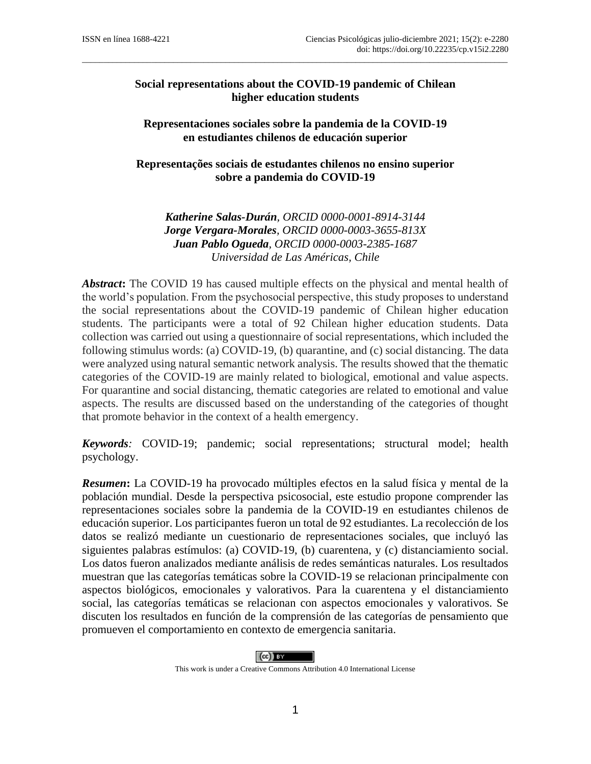# Social representations about the COVID-19 pandemic of Chilean higher education students

# Representaciones sociales sobre la pandemia de la COVID-19 en estudiantes chilenos de educación superior

# Representações sociais de estudantes chilenos no ensino superior sobre a pandemia do COVID-19

***Katherine Salas-Durán**, ORCID 0000-0001-8914-3144*
***Jorge Vergara-Morales**, ORCID 0000-0003-3655-813X*
***Juan Pablo Ogueda**, ORCID 0000-0003-2385-1687*
*Universidad de Las Américas, Chile*

***Abstract*:** The COVID 19 has caused multiple effects on the physical and mental health of the world's population. From the psychosocial perspective, this study proposes to understand the social representations about the COVID-19 pandemic of Chilean higher education students. The participants were a total of 92 Chilean higher education students. Data collection was carried out using a questionnaire of social representations, which included the following stimulus words: (a) COVID-19, (b) quarantine, and (c) social distancing. The data were analyzed using natural semantic network analysis. The results showed that the thematic categories of the COVID-19 are mainly related to biological, emotional and value aspects. For quarantine and social distancing, thematic categories are related to emotional and value aspects. The results are discussed based on the understanding of the categories of thought that promote behavior in the context of a health emergency.

***Keywords*:** COVID-19; pandemic; social representations; structural model; health psychology.

***Resumen*:** La COVID-19 ha provocado múltiples efectos en la salud física y mental de la población mundial. Desde la perspectiva psicosocial, este estudio propone comprender las representaciones sociales sobre la pandemia de la COVID-19 en estudiantes chilenos de educación superior. Los participantes fueron un total de 92 estudiantes. La recolección de los datos se realizó mediante un cuestionario de representaciones sociales, que incluyó las siguientes palabras estímulos: (a) COVID-19, (b) cuarentena, y (c) distanciamiento social. Los datos fueron analizados mediante análisis de redes semánticas naturales. Los resultados muestran que las categorías temáticas sobre la COVID-19 se relacionan principalmente con aspectos biológicos, emocionales y valorativos. Para la cuarentena y el distanciamiento social, las categorías temáticas se relacionan con aspectos emocionales y valorativos. Se discuten los resultados en función de la comprensión de las categorías de pensamiento que promueven el comportamiento en contexto de emergencia sanitaria.

This work is under a Creative Commons Attribution 4.0 International License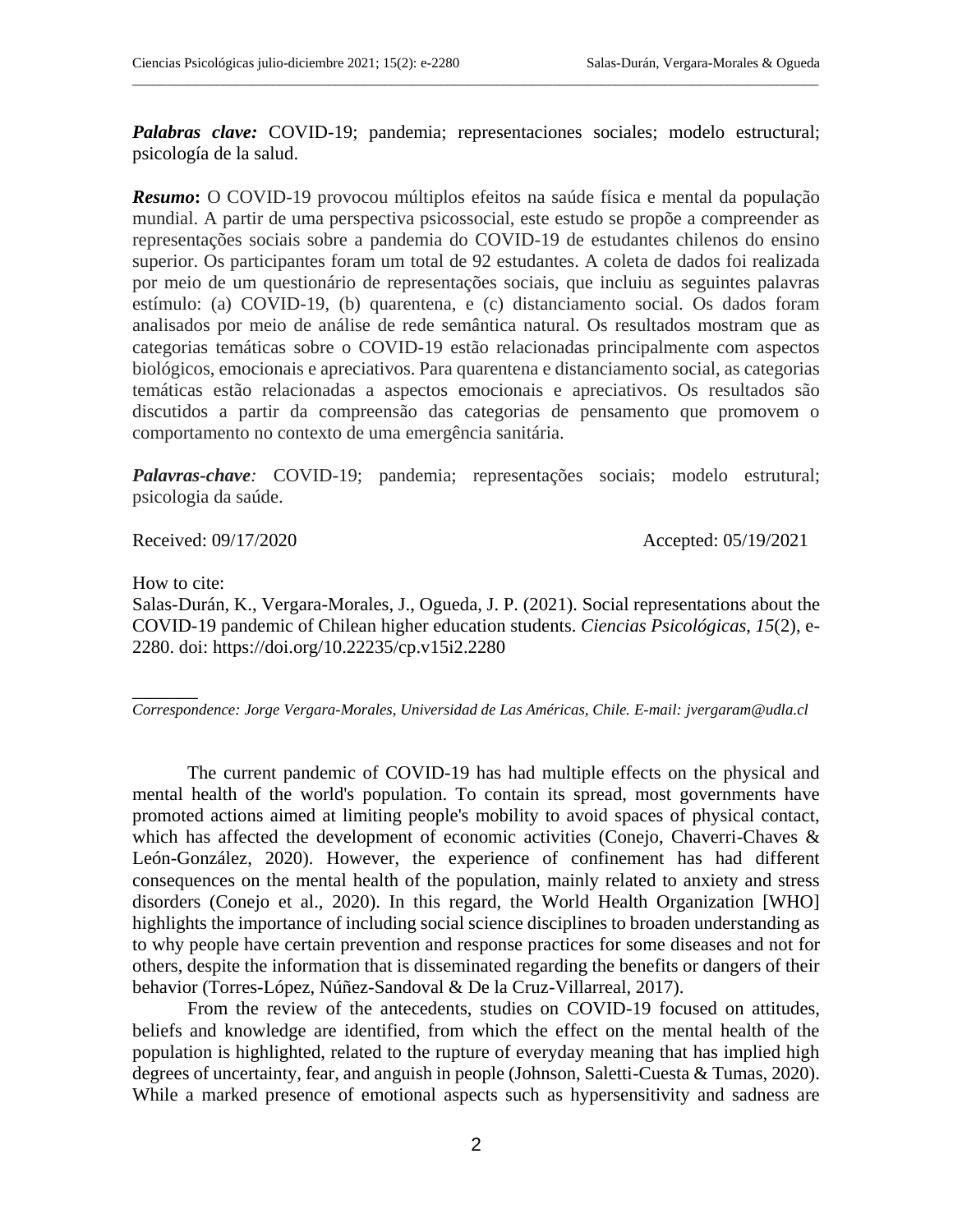***Palabras clave:*** COVID-19; pandemia; representaciones sociales; modelo estructural; psicología de la salud.

***Resumo*:** O COVID-19 provocou múltiplos efeitos na saúde física e mental da população mundial. A partir de uma perspectiva psicossocial, este estudo se propõe a compreender as representações sociais sobre a pandemia do COVID-19 de estudantes chilenos do ensino superior. Os participantes foram um total de 92 estudantes. A coleta de dados foi realizada por meio de um questionário de representações sociais, que incluiu as seguintes palavras estímulo: (a) COVID-19, (b) quarentena, e (c) distanciamento social. Os dados foram analisados por meio de análise de rede semântica natural. Os resultados mostram que as categorias temáticas sobre o COVID-19 estão relacionadas principalmente com aspectos biológicos, emocionais e apreciativos. Para quarentena e distanciamento social, as categorias temáticas estão relacionadas a aspectos emocionais e apreciativos. Os resultados são discutidos a partir da compreensão das categorias de pensamento que promovem o comportamento no contexto de uma emergência sanitária.

***Palavras-chave:*** COVID-19; pandemia; representações sociais; modelo estrutural; psicologia da saúde.

Received: 09/17/2020 Accepted: 05/19/2021

How to cite:
Salas-Durán, K., Vergara-Morales, J., Ogueda, J. P. (2021). Social representations about the COVID-19 pandemic of Chilean higher education students. *Ciencias Psicológicas, 15*(2), e-2280. doi: https://doi.org/10.22235/cp.v15i2.2280

*Correspondence: Jorge Vergara-Morales, Universidad de Las Américas, Chile. E-mail: jvergaram@udla.cl*

The current pandemic of COVID-19 has had multiple effects on the physical and mental health of the world's population. To contain its spread, most governments have promoted actions aimed at limiting people's mobility to avoid spaces of physical contact, which has affected the development of economic activities (Conejo, Chaverri-Chaves & León-González, 2020). However, the experience of confinement has had different consequences on the mental health of the population, mainly related to anxiety and stress disorders (Conejo et al., 2020). In this regard, the World Health Organization [WHO] highlights the importance of including social science disciplines to broaden understanding as to why people have certain prevention and response practices for some diseases and not for others, despite the information that is disseminated regarding the benefits or dangers of their behavior (Torres-López, Núñez-Sandoval & De la Cruz-Villarreal, 2017).

From the review of the antecedents, studies on COVID-19 focused on attitudes, beliefs and knowledge are identified, from which the effect on the mental health of the population is highlighted, related to the rupture of everyday meaning that has implied high degrees of uncertainty, fear, and anguish in people (Johnson, Saletti-Cuesta & Tumas, 2020). While a marked presence of emotional aspects such as hypersensitivity and sadness are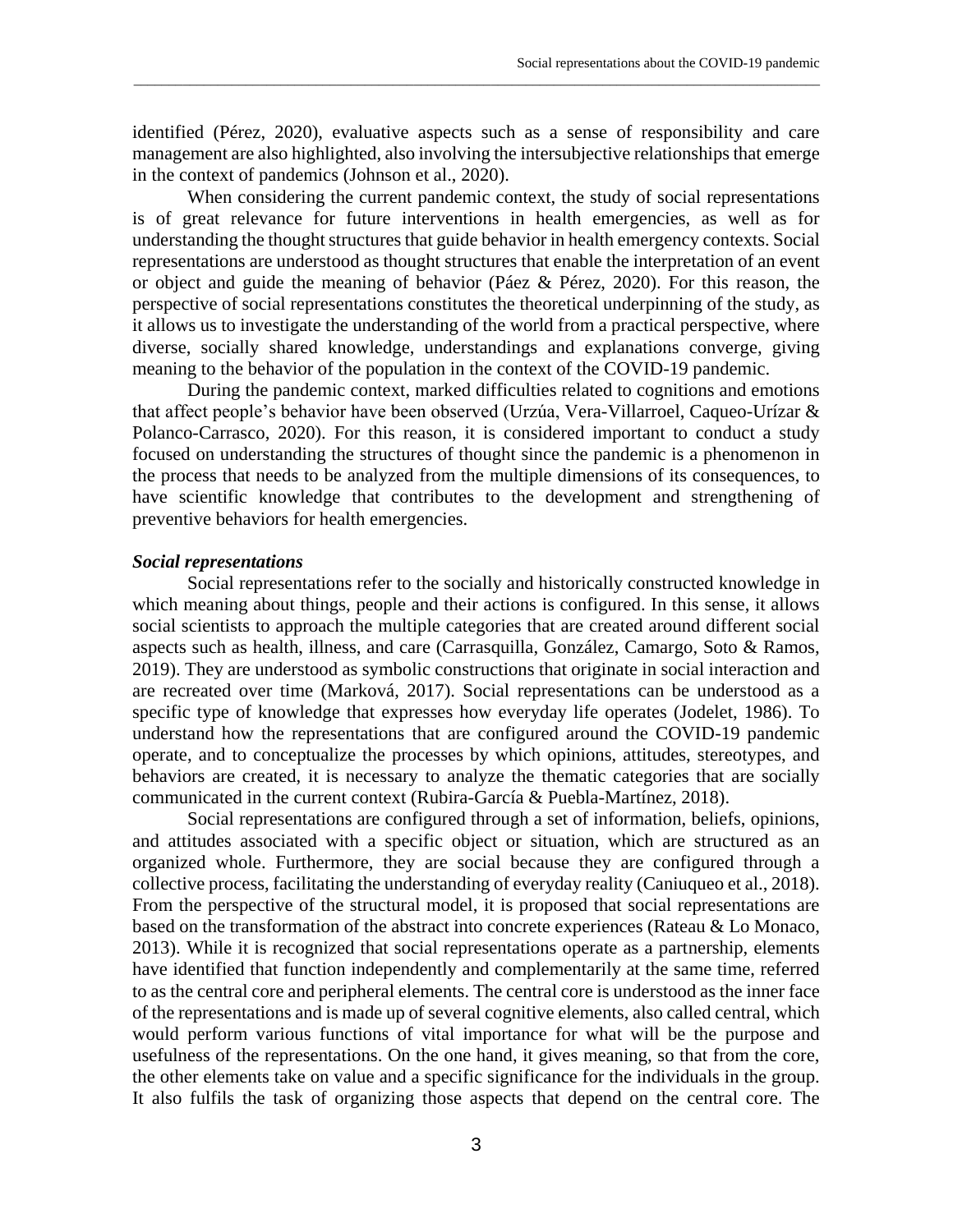identified (Pérez, 2020), evaluative aspects such as a sense of responsibility and care management are also highlighted, also involving the intersubjective relationships that emerge in the context of pandemics (Johnson et al., 2020).

When considering the current pandemic context, the study of social representations is of great relevance for future interventions in health emergencies, as well as for understanding the thought structures that guide behavior in health emergency contexts. Social representations are understood as thought structures that enable the interpretation of an event or object and guide the meaning of behavior (Páez & Pérez, 2020). For this reason, the perspective of social representations constitutes the theoretical underpinning of the study, as it allows us to investigate the understanding of the world from a practical perspective, where diverse, socially shared knowledge, understandings and explanations converge, giving meaning to the behavior of the population in the context of the COVID-19 pandemic.

During the pandemic context, marked difficulties related to cognitions and emotions that affect people's behavior have been observed (Urzúa, Vera-Villarroel, Caqueo-Urízar & Polanco-Carrasco, 2020). For this reason, it is considered important to conduct a study focused on understanding the structures of thought since the pandemic is a phenomenon in the process that needs to be analyzed from the multiple dimensions of its consequences, to have scientific knowledge that contributes to the development and strengthening of preventive behaviors for health emergencies.

***Social representations***

Social representations refer to the socially and historically constructed knowledge in which meaning about things, people and their actions is configured. In this sense, it allows social scientists to approach the multiple categories that are created around different social aspects such as health, illness, and care (Carrasquilla, González, Camargo, Soto & Ramos, 2019). They are understood as symbolic constructions that originate in social interaction and are recreated over time (Marková, 2017). Social representations can be understood as a specific type of knowledge that expresses how everyday life operates (Jodelet, 1986). To understand how the representations that are configured around the COVID-19 pandemic operate, and to conceptualize the processes by which opinions, attitudes, stereotypes, and behaviors are created, it is necessary to analyze the thematic categories that are socially communicated in the current context (Rubira-García & Puebla-Martínez, 2018).

Social representations are configured through a set of information, beliefs, opinions, and attitudes associated with a specific object or situation, which are structured as an organized whole. Furthermore, they are social because they are configured through a collective process, facilitating the understanding of everyday reality (Caniuqueo et al., 2018). From the perspective of the structural model, it is proposed that social representations are based on the transformation of the abstract into concrete experiences (Rateau & Lo Monaco, 2013). While it is recognized that social representations operate as a partnership, elements have identified that function independently and complementarily at the same time, referred to as the central core and peripheral elements. The central core is understood as the inner face of the representations and is made up of several cognitive elements, also called central, which would perform various functions of vital importance for what will be the purpose and usefulness of the representations. On the one hand, it gives meaning, so that from the core, the other elements take on value and a specific significance for the individuals in the group. It also fulfils the task of organizing those aspects that depend on the central core. The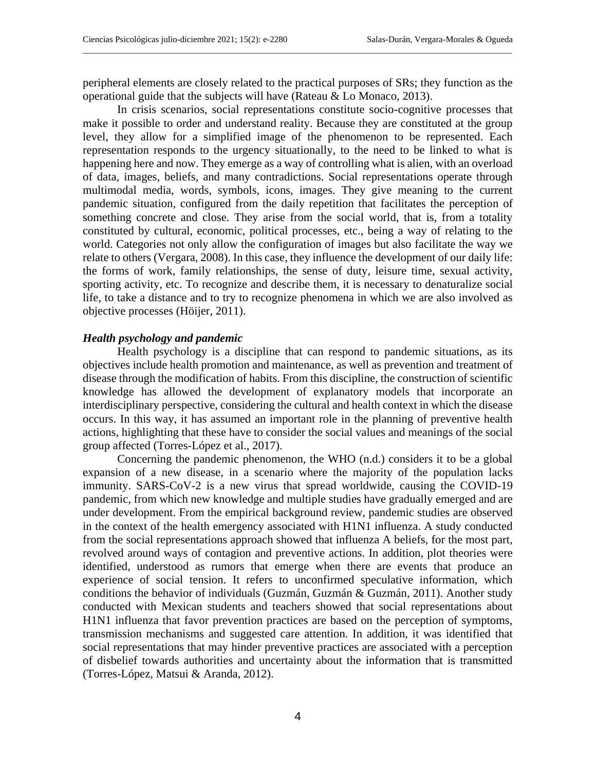peripheral elements are closely related to the practical purposes of SRs; they function as the operational guide that the subjects will have (Rateau & Lo Monaco, 2013).

In crisis scenarios, social representations constitute socio-cognitive processes that make it possible to order and understand reality. Because they are constituted at the group level, they allow for a simplified image of the phenomenon to be represented. Each representation responds to the urgency situationally, to the need to be linked to what is happening here and now. They emerge as a way of controlling what is alien, with an overload of data, images, beliefs, and many contradictions. Social representations operate through multimodal media, words, symbols, icons, images. They give meaning to the current pandemic situation, configured from the daily repetition that facilitates the perception of something concrete and close. They arise from the social world, that is, from a totality constituted by cultural, economic, political processes, etc., being a way of relating to the world. Categories not only allow the configuration of images but also facilitate the way we relate to others (Vergara, 2008). In this case, they influence the development of our daily life: the forms of work, family relationships, the sense of duty, leisure time, sexual activity, sporting activity, etc. To recognize and describe them, it is necessary to denaturalize social life, to take a distance and to try to recognize phenomena in which we are also involved as objective processes (Höijer, 2011).

***Health psychology and pandemic***

Health psychology is a discipline that can respond to pandemic situations, as its objectives include health promotion and maintenance, as well as prevention and treatment of disease through the modification of habits. From this discipline, the construction of scientific knowledge has allowed the development of explanatory models that incorporate an interdisciplinary perspective, considering the cultural and health context in which the disease occurs. In this way, it has assumed an important role in the planning of preventive health actions, highlighting that these have to consider the social values and meanings of the social group affected (Torres-López et al., 2017).

Concerning the pandemic phenomenon, the WHO (n.d.) considers it to be a global expansion of a new disease, in a scenario where the majority of the population lacks immunity. SARS-CoV-2 is a new virus that spread worldwide, causing the COVID-19 pandemic, from which new knowledge and multiple studies have gradually emerged and are under development. From the empirical background review, pandemic studies are observed in the context of the health emergency associated with H1N1 influenza. A study conducted from the social representations approach showed that influenza A beliefs, for the most part, revolved around ways of contagion and preventive actions. In addition, plot theories were identified, understood as rumors that emerge when there are events that produce an experience of social tension. It refers to unconfirmed speculative information, which conditions the behavior of individuals (Guzmán, Guzmán & Guzmán, 2011). Another study conducted with Mexican students and teachers showed that social representations about H1N1 influenza that favor prevention practices are based on the perception of symptoms, transmission mechanisms and suggested care attention. In addition, it was identified that social representations that may hinder preventive practices are associated with a perception of disbelief towards authorities and uncertainty about the information that is transmitted (Torres-López, Matsui & Aranda, 2012).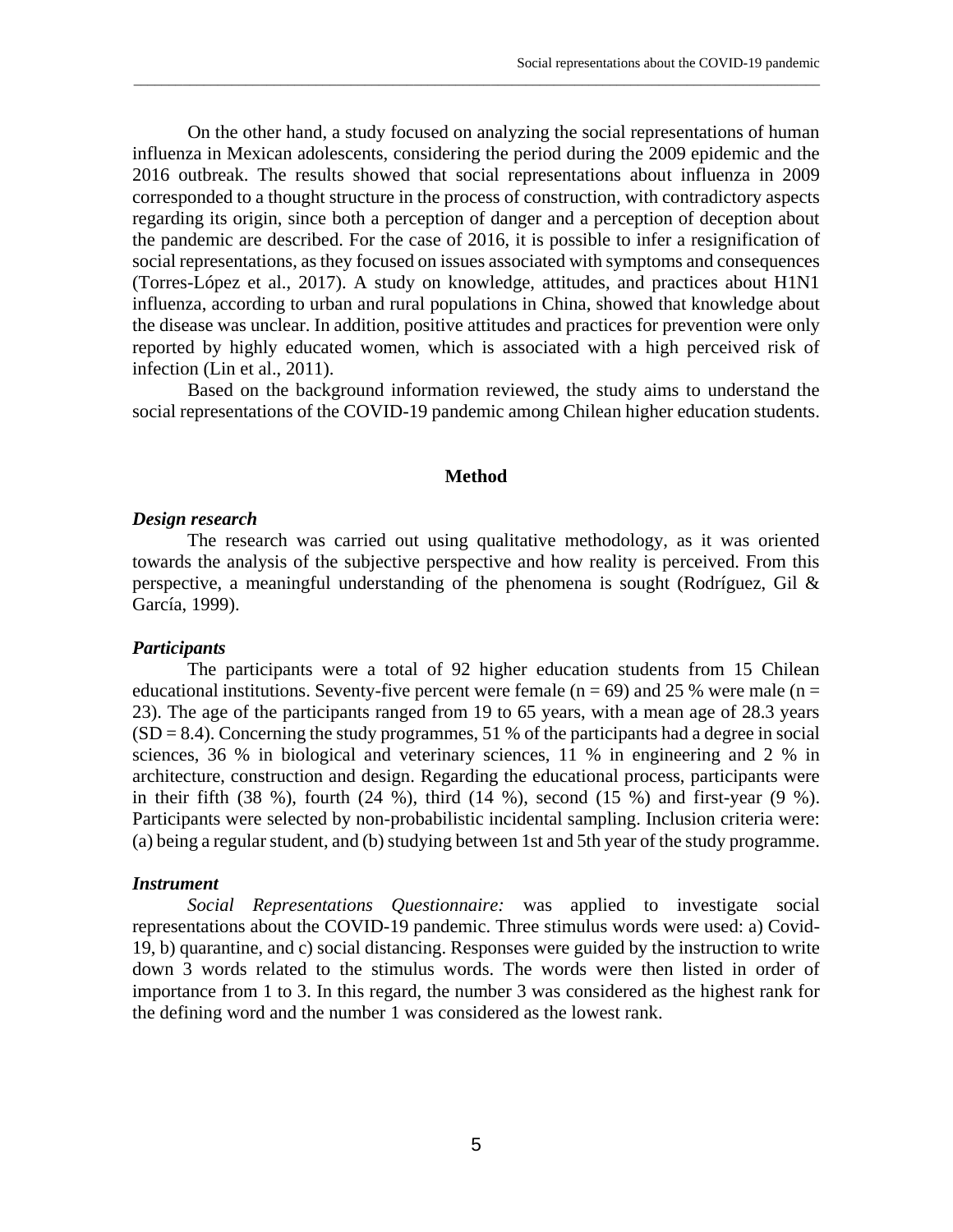On the other hand, a study focused on analyzing the social representations of human influenza in Mexican adolescents, considering the period during the 2009 epidemic and the 2016 outbreak. The results showed that social representations about influenza in 2009 corresponded to a thought structure in the process of construction, with contradictory aspects regarding its origin, since both a perception of danger and a perception of deception about the pandemic are described. For the case of 2016, it is possible to infer a resignification of social representations, as they focused on issues associated with symptoms and consequences (Torres-López et al., 2017). A study on knowledge, attitudes, and practices about H1N1 influenza, according to urban and rural populations in China, showed that knowledge about the disease was unclear. In addition, positive attitudes and practices for prevention were only reported by highly educated women, which is associated with a high perceived risk of infection (Lin et al., 2011).

Based on the background information reviewed, the study aims to understand the social representations of the COVID-19 pandemic among Chilean higher education students.

## Method

### *Design research*

The research was carried out using qualitative methodology, as it was oriented towards the analysis of the subjective perspective and how reality is perceived. From this perspective, a meaningful understanding of the phenomena is sought (Rodríguez, Gil & García, 1999).

### *Participants*

The participants were a total of 92 higher education students from 15 Chilean educational institutions. Seventy-five percent were female (n = 69) and 25 % were male (n = 23). The age of the participants ranged from 19 to 65 years, with a mean age of 28.3 years (SD = 8.4). Concerning the study programmes, 51 % of the participants had a degree in social sciences, 36 % in biological and veterinary sciences, 11 % in engineering and 2 % in architecture, construction and design. Regarding the educational process, participants were in their fifth (38 %), fourth (24 %), third (14 %), second (15 %) and first-year (9 %). Participants were selected by non-probabilistic incidental sampling. Inclusion criteria were: (a) being a regular student, and (b) studying between 1st and 5th year of the study programme.

### *Instrument*

*Social Representations Questionnaire:* was applied to investigate social representations about the COVID-19 pandemic. Three stimulus words were used: a) Covid-19, b) quarantine, and c) social distancing. Responses were guided by the instruction to write down 3 words related to the stimulus words. The words were then listed in order of importance from 1 to 3. In this regard, the number 3 was considered as the highest rank for the defining word and the number 1 was considered as the lowest rank.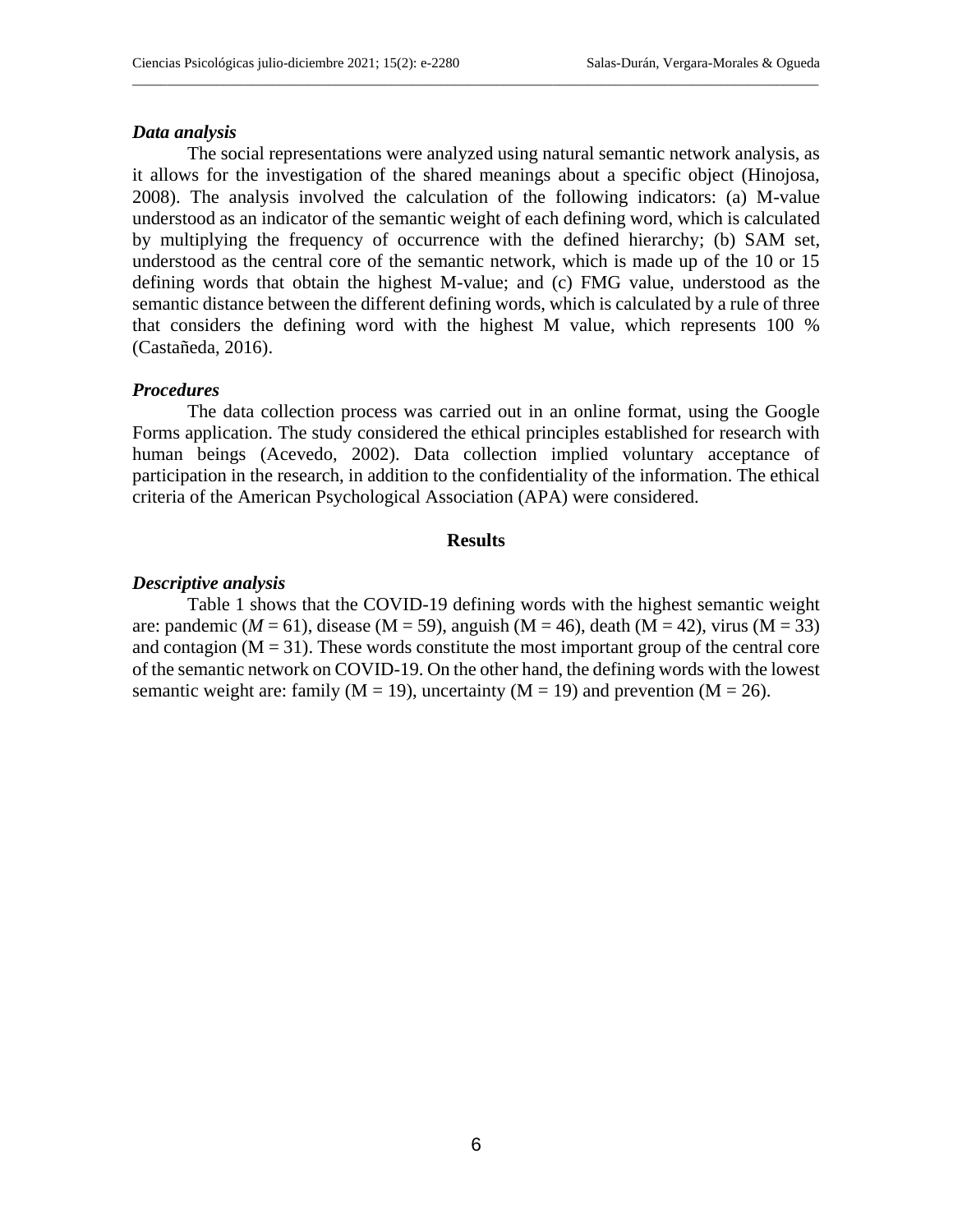### *Data analysis*

The social representations were analyzed using natural semantic network analysis, as it allows for the investigation of the shared meanings about a specific object (Hinojosa, 2008). The analysis involved the calculation of the following indicators: (a) M-value understood as an indicator of the semantic weight of each defining word, which is calculated by multiplying the frequency of occurrence with the defined hierarchy; (b) SAM set, understood as the central core of the semantic network, which is made up of the 10 or 15 defining words that obtain the highest M-value; and (c) FMG value, understood as the semantic distance between the different defining words, which is calculated by a rule of three that considers the defining word with the highest M value, which represents 100 % (Castañeda, 2016).

### *Procedures*

The data collection process was carried out in an online format, using the Google Forms application. The study considered the ethical principles established for research with human beings (Acevedo, 2002). Data collection implied voluntary acceptance of participation in the research, in addition to the confidentiality of the information. The ethical criteria of the American Psychological Association (APA) were considered.

## Results

### *Descriptive analysis*

Table 1 shows that the COVID-19 defining words with the highest semantic weight are: pandemic ($M = 61$), disease (M = 59), anguish (M = 46), death (M = 42), virus (M = 33) and contagion (M = 31). These words constitute the most important group of the central core of the semantic network on COVID-19. On the other hand, the defining words with the lowest semantic weight are: family (M = 19), uncertainty (M = 19) and prevention (M = 26).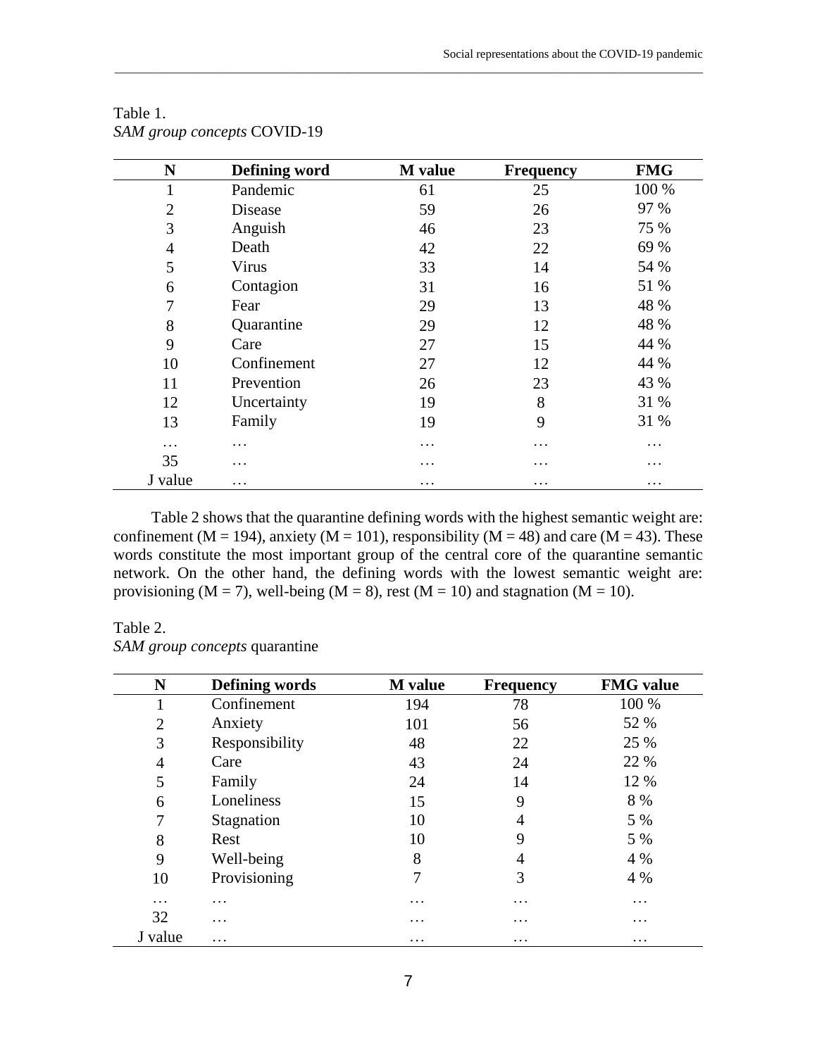Table 1.
*SAM group concepts* COVID-19

| N | Defining word | M value | Frequency | FMG |
|---|---|---|---|---|
| 1 | Pandemic | 61 | 25 | 100 % |
| 2 | Disease | 59 | 26 | 97 % |
| 3 | Anguish | 46 | 23 | 75 % |
| 4 | Death | 42 | 22 | 69 % |
| 5 | Virus | 33 | 14 | 54 % |
| 6 | Contagion | 31 | 16 | 51 % |
| 7 | Fear | 29 | 13 | 48 % |
| 8 | Quarantine | 29 | 12 | 48 % |
| 9 | Care | 27 | 15 | 44 % |
| 10 | Confinement | 27 | 12 | 44 % |
| 11 | Prevention | 26 | 23 | 43 % |
| 12 | Uncertainty | 19 | 8 | 31 % |
| 13 | Family | 19 | 9 | 31 % |
| … | … | … | … | … |
| 35 | … | … | … | … |
| J value | … | … | … | … |

Table 2 shows that the quarantine defining words with the highest semantic weight are: confinement (M = 194), anxiety (M = 101), responsibility (M = 48) and care (M = 43). These words constitute the most important group of the central core of the quarantine semantic network. On the other hand, the defining words with the lowest semantic weight are: provisioning (M = 7), well-being (M = 8), rest (M = 10) and stagnation (M = 10).

Table 2.
*SAM group concepts* quarantine

| N | Defining words | M value | Frequency | FMG value |
|---|---|---|---|---|
| 1 | Confinement | 194 | 78 | 100 % |
| 2 | Anxiety | 101 | 56 | 52 % |
| 3 | Responsibility | 48 | 22 | 25 % |
| 4 | Care | 43 | 24 | 22 % |
| 5 | Family | 24 | 14 | 12 % |
| 6 | Loneliness | 15 | 9 | 8 % |
| 7 | Stagnation | 10 | 4 | 5 % |
| 8 | Rest | 10 | 9 | 5 % |
| 9 | Well-being | 8 | 4 | 4 % |
| 10 | Provisioning | 7 | 3 | 4 % |
| … | … | … | … | … |
| 32 | … | … | … | … |
| J value | … | … | … | … |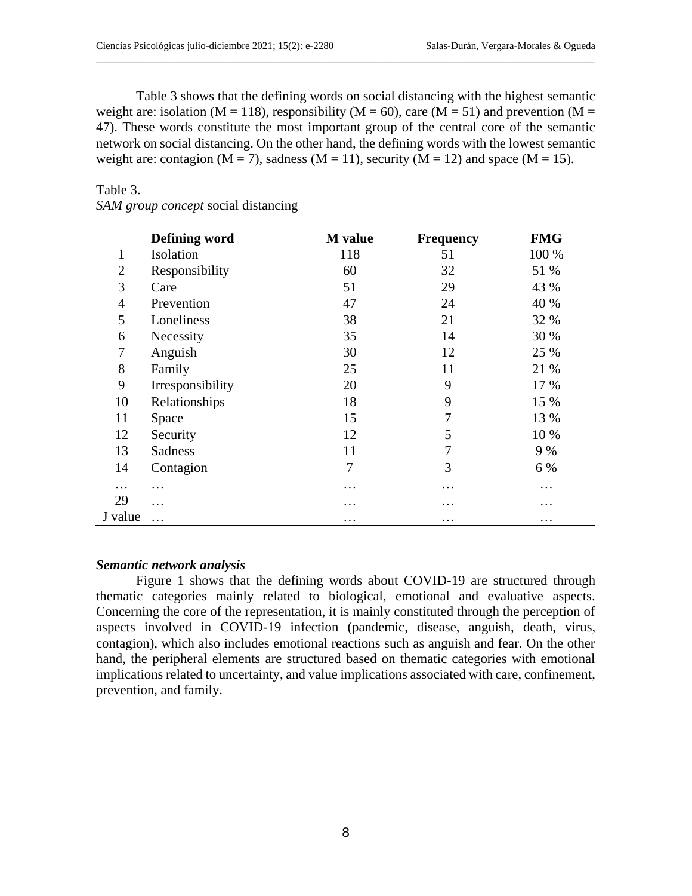Table 3 shows that the defining words on social distancing with the highest semantic weight are: isolation (M = 118), responsibility (M = 60), care (M = 51) and prevention (M = 47). These words constitute the most important group of the central core of the semantic network on social distancing. On the other hand, the defining words with the lowest semantic weight are: contagion (M = 7), sadness (M = 11), security (M = 12) and space (M = 15).

Table 3.
*SAM group concept* social distancing

| | Defining word | M value | Frequency | FMG |
|---|---|---|---|---|
| 1 | Isolation | 118 | 51 | 100 % |
| 2 | Responsibility | 60 | 32 | 51 % |
| 3 | Care | 51 | 29 | 43 % |
| 4 | Prevention | 47 | 24 | 40 % |
| 5 | Loneliness | 38 | 21 | 32 % |
| 6 | Necessity | 35 | 14 | 30 % |
| 7 | Anguish | 30 | 12 | 25 % |
| 8 | Family | 25 | 11 | 21 % |
| 9 | Irresponsibility | 20 | 9 | 17 % |
| 10 | Relationships | 18 | 9 | 15 % |
| 11 | Space | 15 | 7 | 13 % |
| 12 | Security | 12 | 5 | 10 % |
| 13 | Sadness | 11 | 7 | 9 % |
| 14 | Contagion | 7 | 3 | 6 % |
| … | … | … | … | … |
| 29 | … | … | … | … |
| J value | … | … | … | … |

### *Semantic network analysis*

Figure 1 shows that the defining words about COVID-19 are structured through thematic categories mainly related to biological, emotional and evaluative aspects. Concerning the core of the representation, it is mainly constituted through the perception of aspects involved in COVID-19 infection (pandemic, disease, anguish, death, virus, contagion), which also includes emotional reactions such as anguish and fear. On the other hand, the peripheral elements are structured based on thematic categories with emotional implications related to uncertainty, and value implications associated with care, confinement, prevention, and family.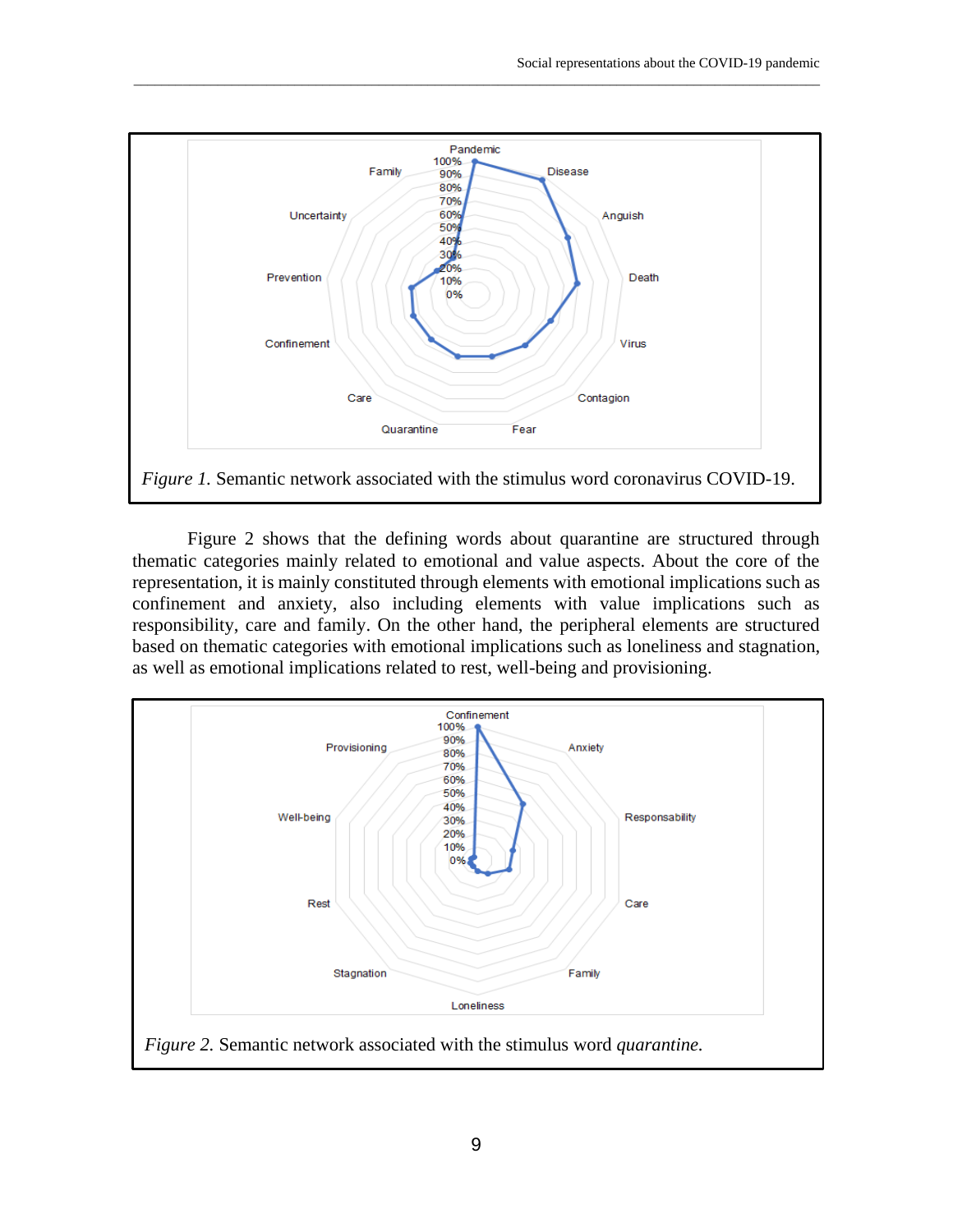*Figure 1.* Semantic network associated with the stimulus word coronavirus COVID-19.

Figure 2 shows that the defining words about quarantine are structured through thematic categories mainly related to emotional and value aspects. About the core of the representation, it is mainly constituted through elements with emotional implications such as confinement and anxiety, also including elements with value implications such as responsibility, care and family. On the other hand, the peripheral elements are structured based on thematic categories with emotional implications such as loneliness and stagnation, as well as emotional implications related to rest, well-being and provisioning.

*Figure 2.* Semantic network associated with the stimulus word *quarantine.*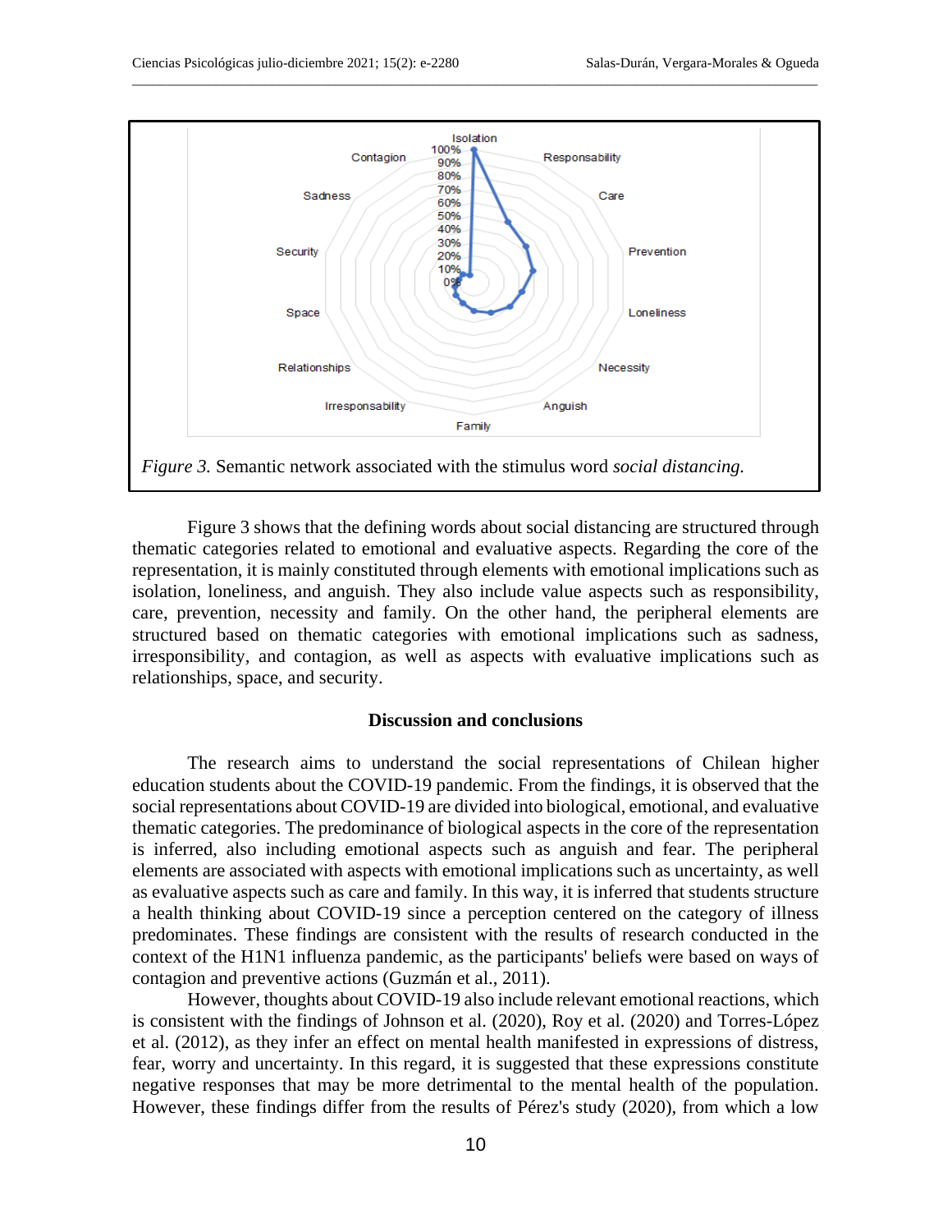*Figure 3.* Semantic network associated with the stimulus word *social distancing.*

Figure 3 shows that the defining words about social distancing are structured through thematic categories related to emotional and evaluative aspects. Regarding the core of the representation, it is mainly constituted through elements with emotional implications such as isolation, loneliness, and anguish. They also include value aspects such as responsibility, care, prevention, necessity and family. On the other hand, the peripheral elements are structured based on thematic categories with emotional implications such as sadness, irresponsibility, and contagion, as well as aspects with evaluative implications such as relationships, space, and security.

## Discussion and conclusions

The research aims to understand the social representations of Chilean higher education students about the COVID-19 pandemic. From the findings, it is observed that the social representations about COVID-19 are divided into biological, emotional, and evaluative thematic categories. The predominance of biological aspects in the core of the representation is inferred, also including emotional aspects such as anguish and fear. The peripheral elements are associated with aspects with emotional implications such as uncertainty, as well as evaluative aspects such as care and family. In this way, it is inferred that students structure a health thinking about COVID-19 since a perception centered on the category of illness predominates. These findings are consistent with the results of research conducted in the context of the H1N1 influenza pandemic, as the participants' beliefs were based on ways of contagion and preventive actions (Guzmán et al., 2011).

However, thoughts about COVID-19 also include relevant emotional reactions, which is consistent with the findings of Johnson et al. (2020), Roy et al. (2020) and Torres-López et al. (2012), as they infer an effect on mental health manifested in expressions of distress, fear, worry and uncertainty. In this regard, it is suggested that these expressions constitute negative responses that may be more detrimental to the mental health of the population. However, these findings differ from the results of Pérez's study (2020), from which a low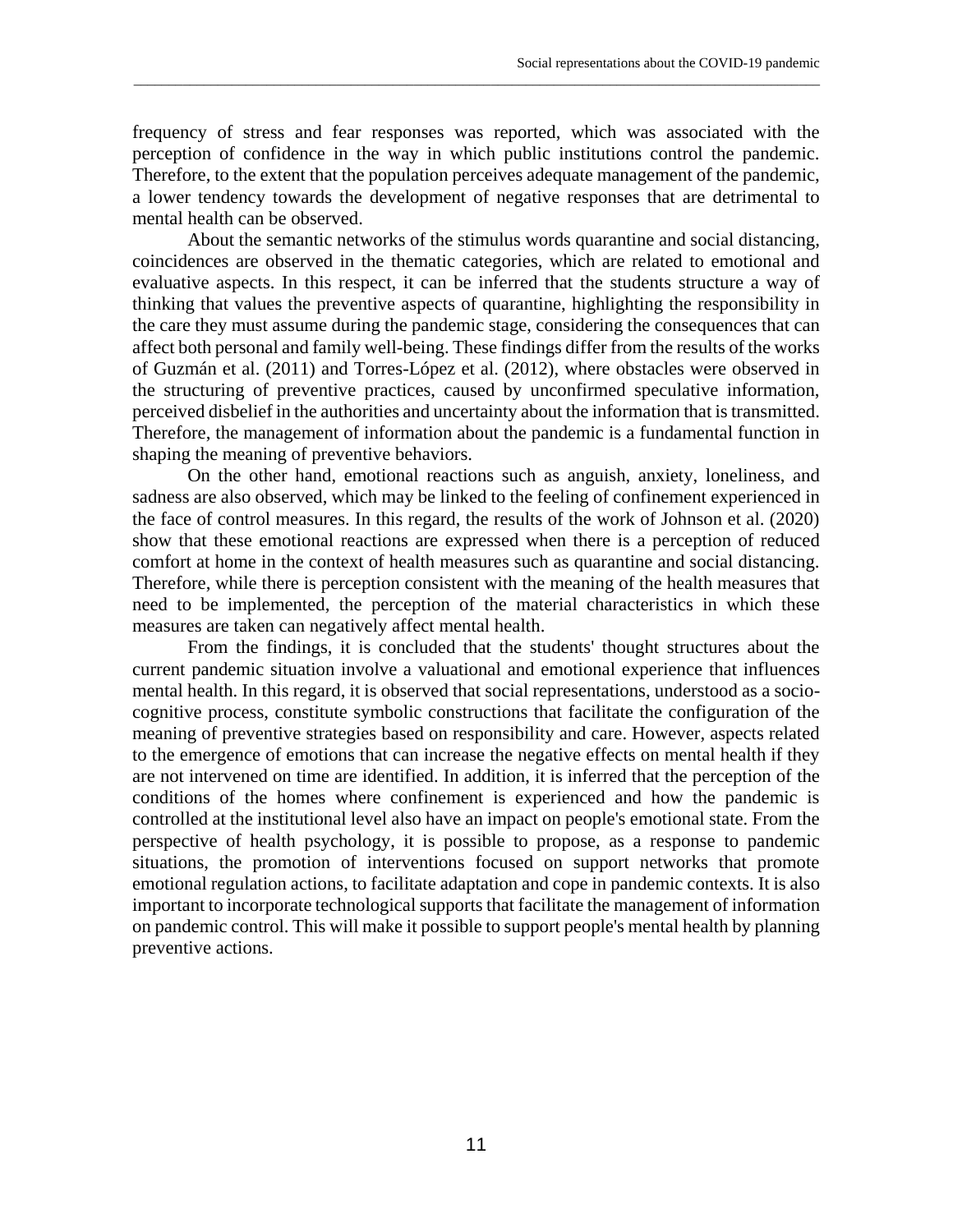frequency of stress and fear responses was reported, which was associated with the perception of confidence in the way in which public institutions control the pandemic. Therefore, to the extent that the population perceives adequate management of the pandemic, a lower tendency towards the development of negative responses that are detrimental to mental health can be observed.

About the semantic networks of the stimulus words quarantine and social distancing, coincidences are observed in the thematic categories, which are related to emotional and evaluative aspects. In this respect, it can be inferred that the students structure a way of thinking that values the preventive aspects of quarantine, highlighting the responsibility in the care they must assume during the pandemic stage, considering the consequences that can affect both personal and family well-being. These findings differ from the results of the works of Guzmán et al. (2011) and Torres-López et al. (2012), where obstacles were observed in the structuring of preventive practices, caused by unconfirmed speculative information, perceived disbelief in the authorities and uncertainty about the information that is transmitted. Therefore, the management of information about the pandemic is a fundamental function in shaping the meaning of preventive behaviors.

On the other hand, emotional reactions such as anguish, anxiety, loneliness, and sadness are also observed, which may be linked to the feeling of confinement experienced in the face of control measures. In this regard, the results of the work of Johnson et al. (2020) show that these emotional reactions are expressed when there is a perception of reduced comfort at home in the context of health measures such as quarantine and social distancing. Therefore, while there is perception consistent with the meaning of the health measures that need to be implemented, the perception of the material characteristics in which these measures are taken can negatively affect mental health.

From the findings, it is concluded that the students' thought structures about the current pandemic situation involve a valuational and emotional experience that influences mental health. In this regard, it is observed that social representations, understood as a socio-cognitive process, constitute symbolic constructions that facilitate the configuration of the meaning of preventive strategies based on responsibility and care. However, aspects related to the emergence of emotions that can increase the negative effects on mental health if they are not intervened on time are identified. In addition, it is inferred that the perception of the conditions of the homes where confinement is experienced and how the pandemic is controlled at the institutional level also have an impact on people's emotional state. From the perspective of health psychology, it is possible to propose, as a response to pandemic situations, the promotion of interventions focused on support networks that promote emotional regulation actions, to facilitate adaptation and cope in pandemic contexts. It is also important to incorporate technological supports that facilitate the management of information on pandemic control. This will make it possible to support people's mental health by planning preventive actions.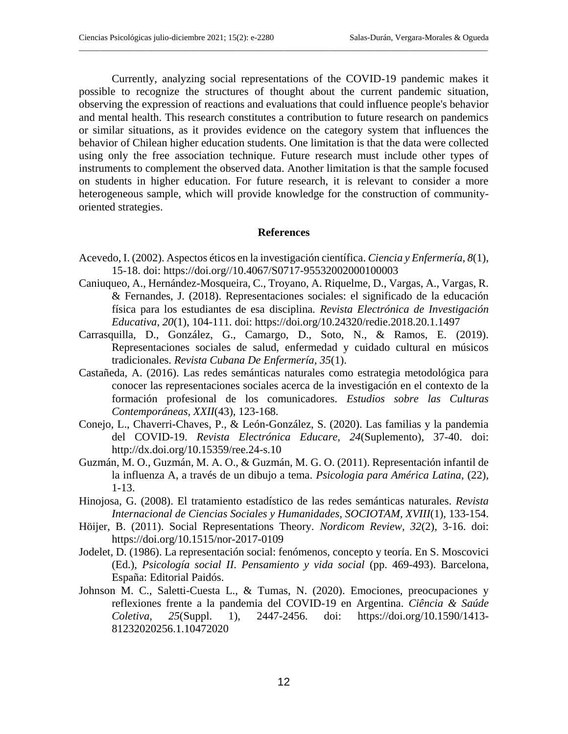Currently, analyzing social representations of the COVID-19 pandemic makes it possible to recognize the structures of thought about the current pandemic situation, observing the expression of reactions and evaluations that could influence people's behavior and mental health. This research constitutes a contribution to future research on pandemics or similar situations, as it provides evidence on the category system that influences the behavior of Chilean higher education students. One limitation is that the data were collected using only the free association technique. Future research must include other types of instruments to complement the observed data. Another limitation is that the sample focused on students in higher education. For future research, it is relevant to consider a more heterogeneous sample, which will provide knowledge for the construction of community-oriented strategies.

## References

Acevedo, I. (2002). Aspectos éticos en la investigación científica. *Ciencia y Enfermería, 8*(1), 15-18. doi: https://doi.org//10.4067/S0717-95532002000100003

Caniuqueo, A., Hernández-Mosqueira, C., Troyano, A. Riquelme, D., Vargas, A., Vargas, R. & Fernandes, J. (2018). Representaciones sociales: el significado de la educación física para los estudiantes de esa disciplina. *Revista Electrónica de Investigación Educativa, 20*(1), 104-111. doi: https://doi.org/10.24320/redie.2018.20.1.1497

Carrasquilla, D., González, G., Camargo, D., Soto, N., & Ramos, E. (2019). Representaciones sociales de salud, enfermedad y cuidado cultural en músicos tradicionales. *Revista Cubana De Enfermería, 35*(1).

Castañeda, A. (2016). Las redes semánticas naturales como estrategia metodológica para conocer las representaciones sociales acerca de la investigación en el contexto de la formación profesional de los comunicadores. *Estudios sobre las Culturas Contemporáneas, XXII*(43), 123-168.

Conejo, L., Chaverri-Chaves, P., & León-González, S. (2020). Las familias y la pandemia del COVID-19. *Revista Electrónica Educare, 24*(Suplemento), 37-40. doi: http://dx.doi.org/10.15359/ree.24-s.10

Guzmán, M. O., Guzmán, M. A. O., & Guzmán, M. G. O. (2011). Representación infantil de la influenza A, a través de un dibujo a tema. *Psicologia para América Latina*, (22), 1-13.

Hinojosa, G. (2008). El tratamiento estadístico de las redes semánticas naturales. *Revista Internacional de Ciencias Sociales y Humanidades, SOCIOTAM, XVIII*(1), 133-154.

Höijer, B. (2011). Social Representations Theory. *Nordicom Review, 32*(2), 3-16. doi: https://doi.org/10.1515/nor-2017-0109

Jodelet, D. (1986). La representación social: fenómenos, concepto y teoría. En S. Moscovici (Ed.), *Psicología social II. Pensamiento y vida social* (pp. 469-493). Barcelona, España: Editorial Paidós.

Johnson M. C., Saletti-Cuesta L., & Tumas, N. (2020). Emociones, preocupaciones y reflexiones frente a la pandemia del COVID-19 en Argentina. *Ciência & Saúde Coletiva, 25*(Suppl. 1), 2447-2456. doi: https://doi.org/10.1590/1413-81232020256.1.10472020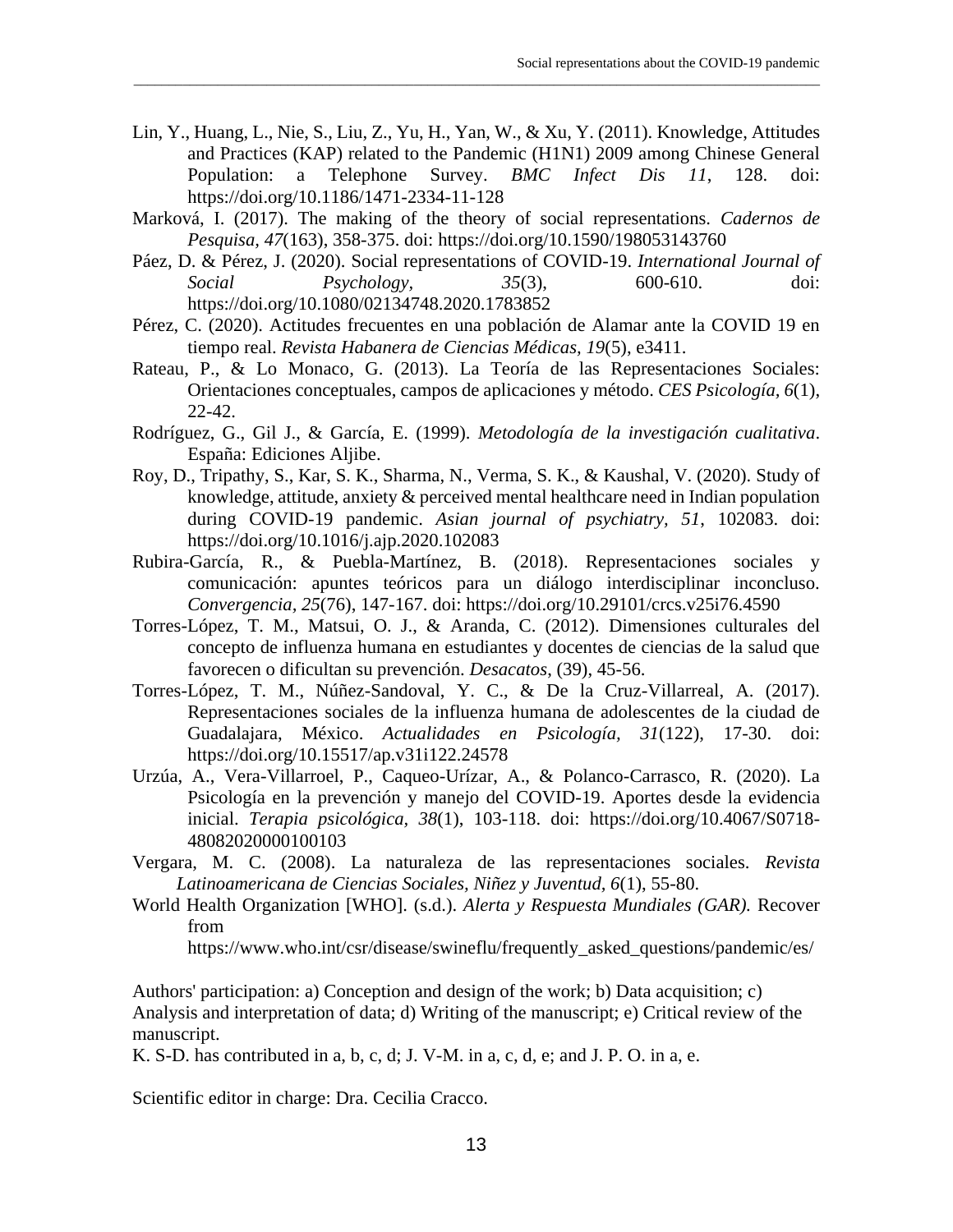Lin, Y., Huang, L., Nie, S., Liu, Z., Yu, H., Yan, W., & Xu, Y. (2011). Knowledge, Attitudes and Practices (KAP) related to the Pandemic (H1N1) 2009 among Chinese General Population: a Telephone Survey. *BMC Infect Dis 11*, 128. doi: https://doi.org/10.1186/1471-2334-11-128

Marková, I. (2017). The making of the theory of social representations. *Cadernos de Pesquisa, 47*(163), 358-375. doi: https://doi.org/10.1590/198053143760

Páez, D. & Pérez, J. (2020). Social representations of COVID-19. *International Journal of Social Psychology*, *35*(3), 600-610. doi: https://doi.org/10.1080/02134748.2020.1783852

Pérez, C. (2020). Actitudes frecuentes en una población de Alamar ante la COVID 19 en tiempo real. *Revista Habanera de Ciencias Médicas, 19*(5), e3411.

Rateau, P., & Lo Monaco, G. (2013). La Teoría de las Representaciones Sociales: Orientaciones conceptuales, campos de aplicaciones y método. *CES Psicología, 6*(1), 22-42.

Rodríguez, G., Gil J., & García, E. (1999). *Metodología de la investigación cualitativa*. España: Ediciones Aljibe.

Roy, D., Tripathy, S., Kar, S. K., Sharma, N., Verma, S. K., & Kaushal, V. (2020). Study of knowledge, attitude, anxiety & perceived mental healthcare need in Indian population during COVID-19 pandemic. *Asian journal of psychiatry, 51*, 102083. doi: https://doi.org/10.1016/j.ajp.2020.102083

Rubira-García, R., & Puebla-Martínez, B. (2018). Representaciones sociales y comunicación: apuntes teóricos para un diálogo interdisciplinar inconcluso. *Convergencia, 25*(76), 147-167. doi: https://doi.org/10.29101/crcs.v25i76.4590

Torres-López, T. M., Matsui, O. J., & Aranda, C. (2012). Dimensiones culturales del concepto de influenza humana en estudiantes y docentes de ciencias de la salud que favorecen o dificultan su prevención. *Desacatos*, (39), 45-56.

Torres-López, T. M., Núñez-Sandoval, Y. C., & De la Cruz-Villarreal, A. (2017). Representaciones sociales de la influenza humana de adolescentes de la ciudad de Guadalajara, México. *Actualidades en Psicología, 31*(122), 17-30. doi: https://doi.org/10.15517/ap.v31i122.24578

Urzúa, A., Vera-Villarroel, P., Caqueo-Urízar, A., & Polanco-Carrasco, R. (2020). La Psicología en la prevención y manejo del COVID-19. Aportes desde la evidencia inicial. *Terapia psicológica, 38*(1), 103-118. doi: https://doi.org/10.4067/S0718-48082020000100103

Vergara, M. C. (2008). La naturaleza de las representaciones sociales. *Revista Latinoamericana de Ciencias Sociales, Niñez y Juventud, 6*(1), 55-80.

World Health Organization [WHO]. (s.d.). *Alerta y Respuesta Mundiales (GAR).* Recover from https://www.who.int/csr/disease/swineflu/frequently_asked_questions/pandemic/es/

Authors' participation: a) Conception and design of the work; b) Data acquisition; c) Analysis and interpretation of data; d) Writing of the manuscript; e) Critical review of the manuscript.
K. S-D. has contributed in a, b, c, d; J. V-M. in a, c, d, e; and J. P. O. in a, e.

Scientific editor in charge: Dra. Cecilia Cracco.